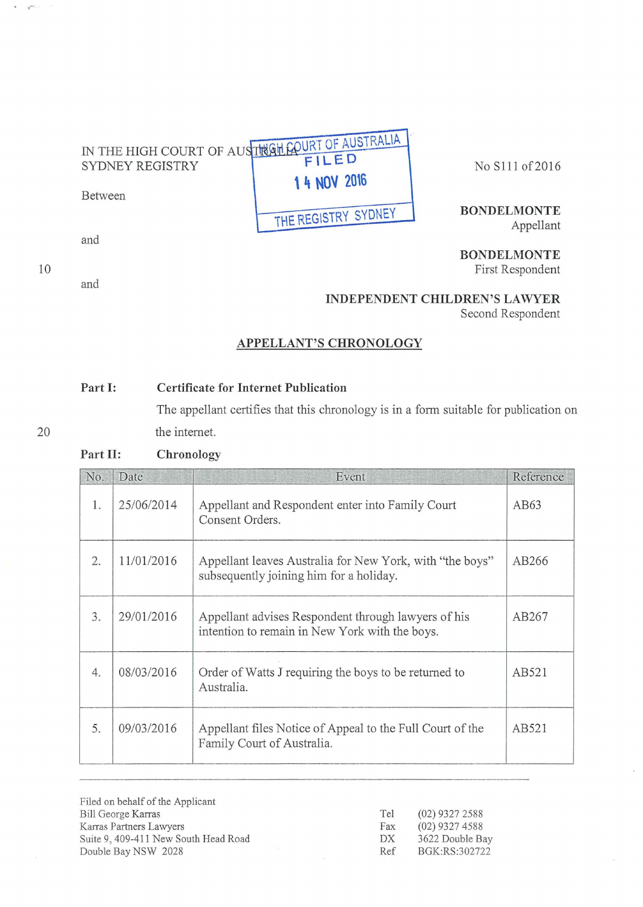IN THE HIGH COURT OF AUSTRALIA
SYDNEY REGISTRY

HIGH COURT OF AUSTRALIA
FILED
14 NOV 2016
THE REGISTRY SYDNEY

No S111 of 2016

Between

**BONDELMONTE**
Appellant

and

**BONDELMONTE**
First Respondent

and

**INDEPENDENT CHILDREN'S LAWYER**
Second Respondent

## APPELLANT'S CHRONOLOGY

**Part I: Certificate for Internet Publication**

The appellant certifies that this chronology is in a form suitable for publication on the internet.

**Part II: Chronology**

| No. | Date | Event | Reference |
|---|---|---|---|
| 1. | 25/06/2014 | Appellant and Respondent enter into Family Court Consent Orders. | AB63 |
| 2. | 11/01/2016 | Appellant leaves Australia for New York, with "the boys" subsequently joining him for a holiday. | AB266 |
| 3. | 29/01/2016 | Appellant advises Respondent through lawyers of his intention to remain in New York with the boys. | AB267 |
| 4. | 08/03/2016 | Order of Watts J requiring the boys to be returned to Australia. | AB521 |
| 5. | 09/03/2016 | Appellant files Notice of Appeal to the Full Court of the Family Court of Australia. | AB521 |

Filed on behalf of the Applicant
Bill George Karras
Karras Partners Lawyers
Suite 9, 409-411 New South Head Road
Double Bay NSW 2028

Tel (02) 9327 2588
Fax (02) 9327 4588
DX 3622 Double Bay
Ref BGK:RS:302722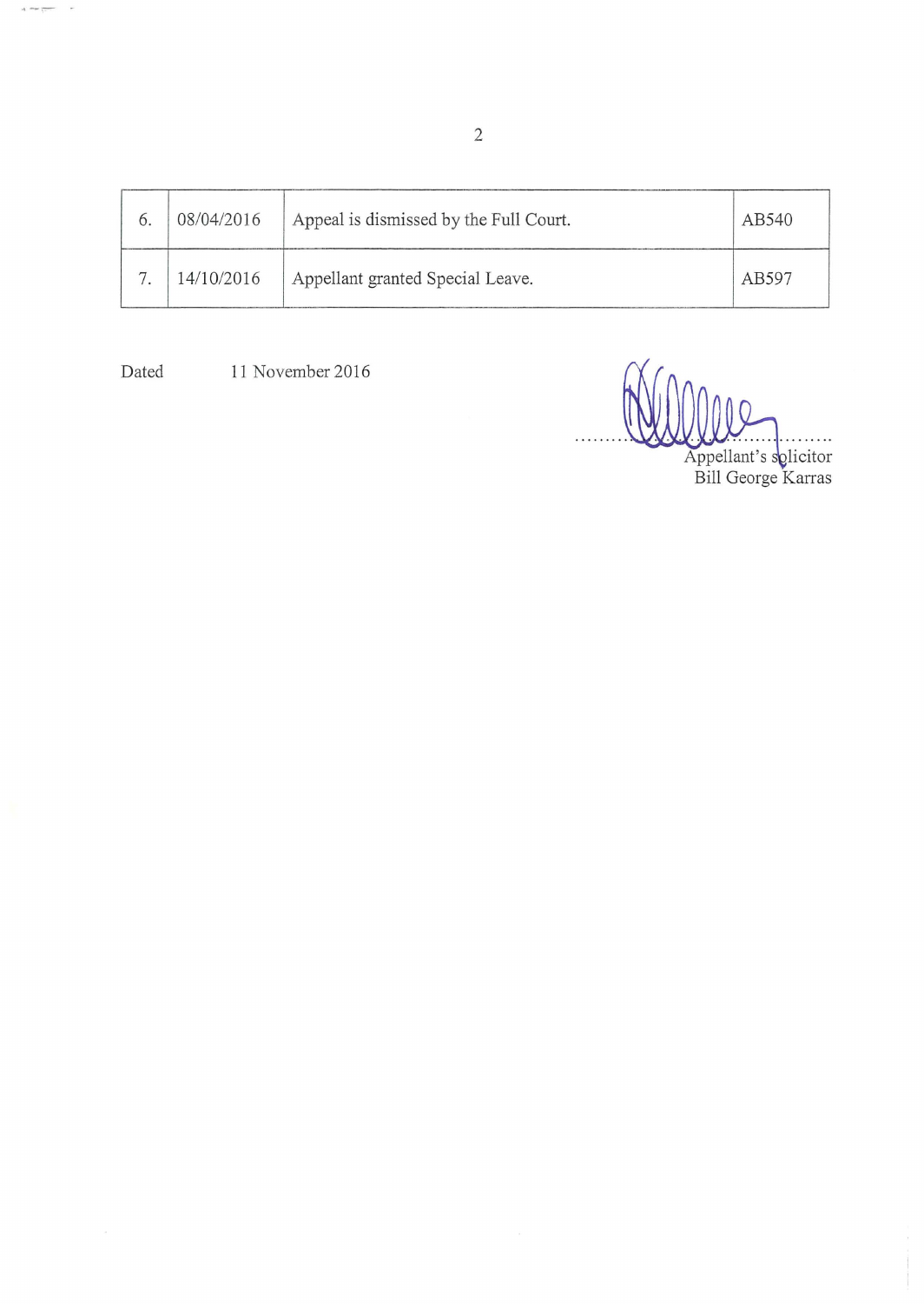| | | | |
|---|---|---|---|
| 6. | 08/04/2016 | Appeal is dismissed by the Full Court. | AB540 |
| 7. | 14/10/2016 | Appellant granted Special Leave. | AB597 |

Dated 11 November 2016

...................................
Appellant's solicitor
Bill George Karras